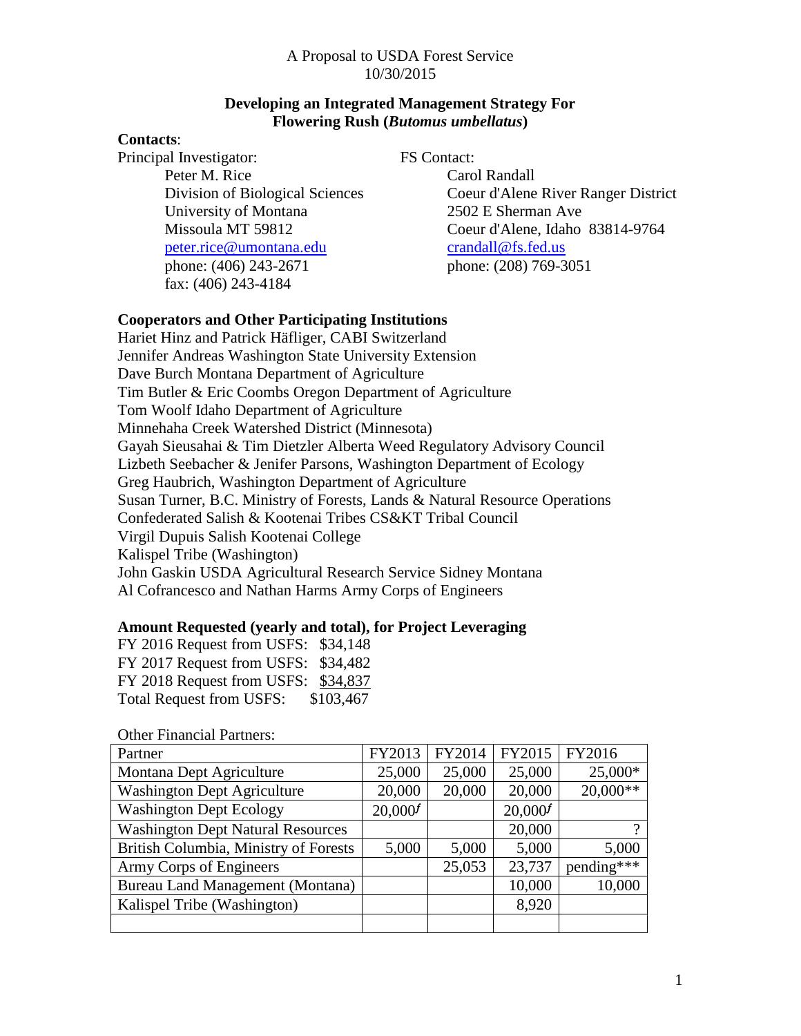A Proposal to USDA Forest Service
10/30/2015

## Developing an Integrated Management Strategy For Flowering Rush (*Butomus umbellatus*)

**Contacts**:

Principal Investigator:
Peter M. Rice
Division of Biological Sciences
University of Montana
Missoula MT 59812
peter.rice@umontana.edu
phone: (406) 243-2671
fax: (406) 243-4184

FS Contact:
Carol Randall
Coeur d'Alene River Ranger District
2502 E Sherman Ave
Coeur d'Alene, Idaho 83814-9764
crandall@fs.fed.us
phone: (208) 769-3051

### Cooperators and Other Participating Institutions

Hariet Hinz and Patrick Häfliger, CABI Switzerland
Jennifer Andreas Washington State University Extension
Dave Burch Montana Department of Agriculture
Tim Butler & Eric Coombs Oregon Department of Agriculture
Tom Woolf Idaho Department of Agriculture
Minnehaha Creek Watershed District (Minnesota)
Gayah Sieusahai & Tim Dietzler Alberta Weed Regulatory Advisory Council
Lizbeth Seebacher & Jenifer Parsons, Washington Department of Ecology
Greg Haubrich, Washington Department of Agriculture
Susan Turner, B.C. Ministry of Forests, Lands & Natural Resource Operations
Confederated Salish & Kootenai Tribes CS&KT Tribal Council
Virgil Dupuis Salish Kootenai College
Kalispel Tribe (Washington)
John Gaskin USDA Agricultural Research Service Sidney Montana
Al Cofrancesco and Nathan Harms Army Corps of Engineers

### Amount Requested (yearly and total), for Project Leveraging

FY 2016 Request from USFS: $34,148
FY 2017 Request from USFS: $34,482
FY 2018 Request from USFS: $34,837
Total Request from USFS: $103,467

Other Financial Partners:

| Partner | FY2013 | FY2014 | FY2015 | FY2016 |
|---|---|---|---|---|
| Montana Dept Agriculture | 25,000 | 25,000 | 25,000 | 25,000* |
| Washington Dept Agriculture | 20,000 | 20,000 | 20,000 | 20,000** |
| Washington Dept Ecology | 20,000*f* | | 20,000*f* | |
| Washington Dept Natural Resources | | | 20,000 | ? |
| British Columbia, Ministry of Forests | 5,000 | 5,000 | 5,000 | 5,000 |
| Army Corps of Engineers | | 25,053 | 23,737 | pending*** |
| Bureau Land Management (Montana) | | | 10,000 | 10,000 |
| Kalispel Tribe (Washington) | | | 8,920 | |
| | | | | |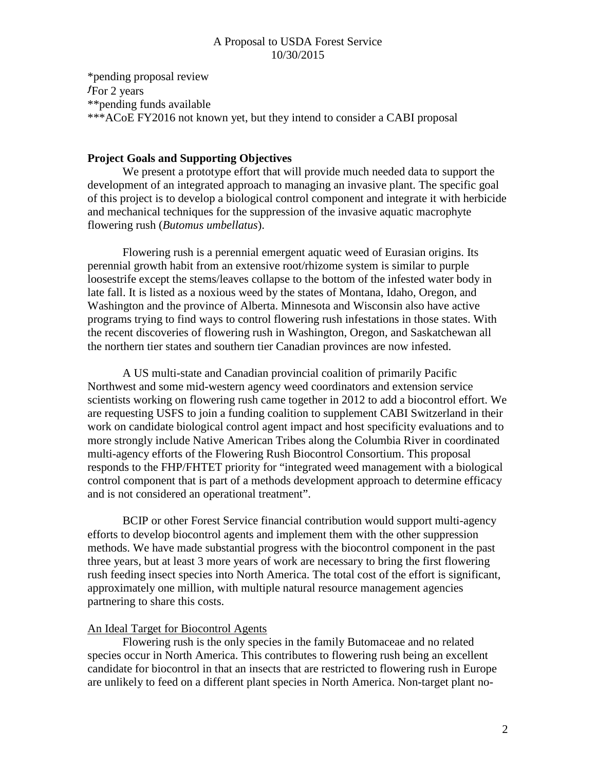*pending proposal review
ƒFor 2 years
**pending funds available
***ACoE FY2016 not known yet, but they intend to consider a CABI proposal

**Project Goals and Supporting Objectives**

We present a prototype effort that will provide much needed data to support the development of an integrated approach to managing an invasive plant. The specific goal of this project is to develop a biological control component and integrate it with herbicide and mechanical techniques for the suppression of the invasive aquatic macrophyte flowering rush (*Butomus umbellatus*).

Flowering rush is a perennial emergent aquatic weed of Eurasian origins. Its perennial growth habit from an extensive root/rhizome system is similar to purple loosestrife except the stems/leaves collapse to the bottom of the infested water body in late fall. It is listed as a noxious weed by the states of Montana, Idaho, Oregon, and Washington and the province of Alberta. Minnesota and Wisconsin also have active programs trying to find ways to control flowering rush infestations in those states. With the recent discoveries of flowering rush in Washington, Oregon, and Saskatchewan all the northern tier states and southern tier Canadian provinces are now infested.

A US multi-state and Canadian provincial coalition of primarily Pacific Northwest and some mid-western agency weed coordinators and extension service scientists working on flowering rush came together in 2012 to add a biocontrol effort. We are requesting USFS to join a funding coalition to supplement CABI Switzerland in their work on candidate biological control agent impact and host specificity evaluations and to more strongly include Native American Tribes along the Columbia River in coordinated multi-agency efforts of the Flowering Rush Biocontrol Consortium. This proposal responds to the FHP/FHTET priority for "integrated weed management with a biological control component that is part of a methods development approach to determine efficacy and is not considered an operational treatment".

BCIP or other Forest Service financial contribution would support multi-agency efforts to develop biocontrol agents and implement them with the other suppression methods. We have made substantial progress with the biocontrol component in the past three years, but at least 3 more years of work are necessary to bring the first flowering rush feeding insect species into North America. The total cost of the effort is significant, approximately one million, with multiple natural resource management agencies partnering to share this costs.

An Ideal Target for Biocontrol Agents

Flowering rush is the only species in the family Butomaceae and no related species occur in North America. This contributes to flowering rush being an excellent candidate for biocontrol in that an insects that are restricted to flowering rush in Europe are unlikely to feed on a different plant species in North America. Non-target plant no-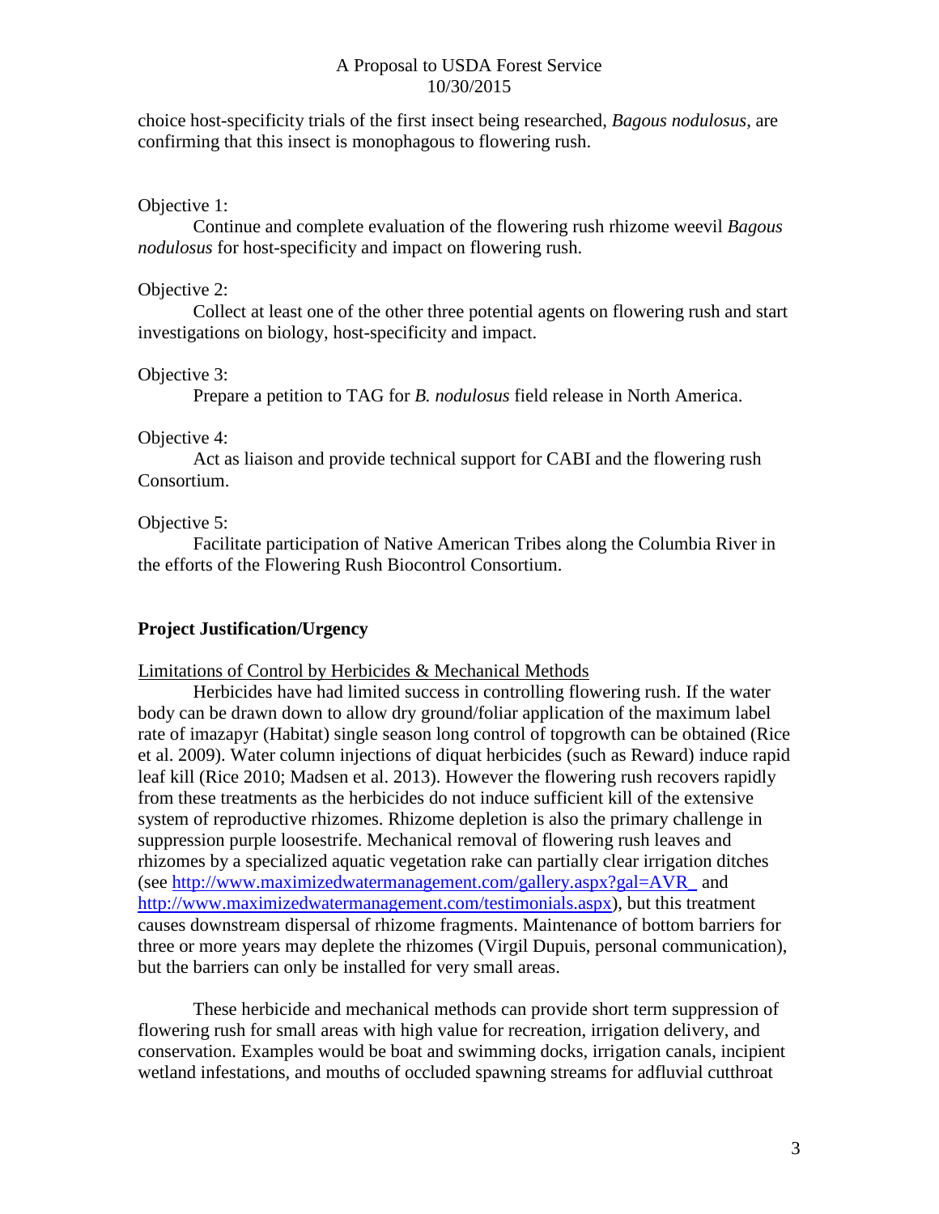choice host-specificity trials of the first insect being researched, *Bagous nodulosus*, are confirming that this insect is monophagous to flowering rush.

Objective 1:

Continue and complete evaluation of the flowering rush rhizome weevil *Bagous nodulosus* for host-specificity and impact on flowering rush.

Objective 2:

Collect at least one of the other three potential agents on flowering rush and start investigations on biology, host-specificity and impact.

Objective 3:

Prepare a petition to TAG for *B. nodulosus* field release in North America.

Objective 4:

Act as liaison and provide technical support for CABI and the flowering rush Consortium.

Objective 5:

Facilitate participation of Native American Tribes along the Columbia River in the efforts of the Flowering Rush Biocontrol Consortium.

**Project Justification/Urgency**

Limitations of Control by Herbicides & Mechanical Methods

Herbicides have had limited success in controlling flowering rush. If the water body can be drawn down to allow dry ground/foliar application of the maximum label rate of imazapyr (Habitat) single season long control of topgrowth can be obtained (Rice et al. 2009). Water column injections of diquat herbicides (such as Reward) induce rapid leaf kill (Rice 2010; Madsen et al. 2013). However the flowering rush recovers rapidly from these treatments as the herbicides do not induce sufficient kill of the extensive system of reproductive rhizomes. Rhizome depletion is also the primary challenge in suppression purple loosestrife. Mechanical removal of flowering rush leaves and rhizomes by a specialized aquatic vegetation rake can partially clear irrigation ditches (see http://www.maximizedwatermanagement.com/gallery.aspx?gal=AVR_ and http://www.maximizedwatermanagement.com/testimonials.aspx), but this treatment causes downstream dispersal of rhizome fragments. Maintenance of bottom barriers for three or more years may deplete the rhizomes (Virgil Dupuis, personal communication), but the barriers can only be installed for very small areas.

These herbicide and mechanical methods can provide short term suppression of flowering rush for small areas with high value for recreation, irrigation delivery, and conservation. Examples would be boat and swimming docks, irrigation canals, incipient wetland infestations, and mouths of occluded spawning streams for adfluvial cutthroat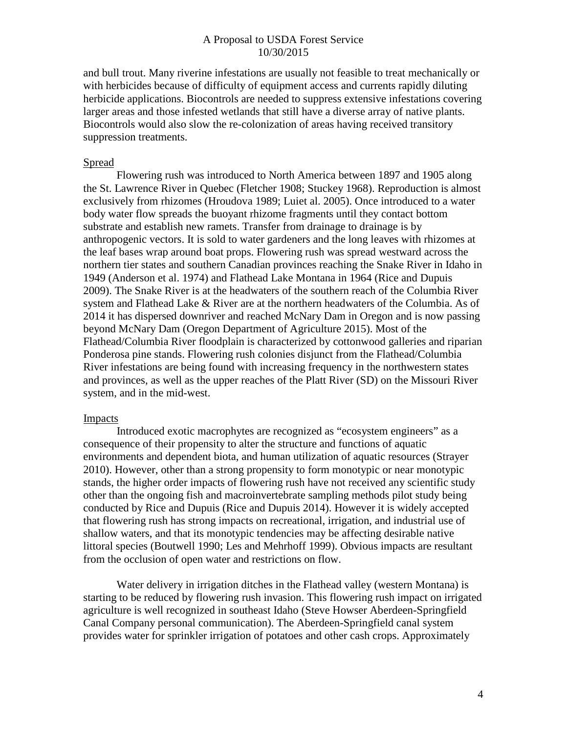and bull trout. Many riverine infestations are usually not feasible to treat mechanically or with herbicides because of difficulty of equipment access and currents rapidly diluting herbicide applications. Biocontrols are needed to suppress extensive infestations covering larger areas and those infested wetlands that still have a diverse array of native plants. Biocontrols would also slow the re-colonization of areas having received transitory suppression treatments.

Spread

Flowering rush was introduced to North America between 1897 and 1905 along the St. Lawrence River in Quebec (Fletcher 1908; Stuckey 1968). Reproduction is almost exclusively from rhizomes (Hroudova 1989; Luiet al. 2005). Once introduced to a water body water flow spreads the buoyant rhizome fragments until they contact bottom substrate and establish new ramets. Transfer from drainage to drainage is by anthropogenic vectors. It is sold to water gardeners and the long leaves with rhizomes at the leaf bases wrap around boat props. Flowering rush was spread westward across the northern tier states and southern Canadian provinces reaching the Snake River in Idaho in 1949 (Anderson et al. 1974) and Flathead Lake Montana in 1964 (Rice and Dupuis 2009). The Snake River is at the headwaters of the southern reach of the Columbia River system and Flathead Lake & River are at the northern headwaters of the Columbia. As of 2014 it has dispersed downriver and reached McNary Dam in Oregon and is now passing beyond McNary Dam (Oregon Department of Agriculture 2015). Most of the Flathead/Columbia River floodplain is characterized by cottonwood galleries and riparian Ponderosa pine stands. Flowering rush colonies disjunct from the Flathead/Columbia River infestations are being found with increasing frequency in the northwestern states and provinces, as well as the upper reaches of the Platt River (SD) on the Missouri River system, and in the mid-west.

Impacts

Introduced exotic macrophytes are recognized as "ecosystem engineers" as a consequence of their propensity to alter the structure and functions of aquatic environments and dependent biota, and human utilization of aquatic resources (Strayer 2010). However, other than a strong propensity to form monotypic or near monotypic stands, the higher order impacts of flowering rush have not received any scientific study other than the ongoing fish and macroinvertebrate sampling methods pilot study being conducted by Rice and Dupuis (Rice and Dupuis 2014). However it is widely accepted that flowering rush has strong impacts on recreational, irrigation, and industrial use of shallow waters, and that its monotypic tendencies may be affecting desirable native littoral species (Boutwell 1990; Les and Mehrhoff 1999). Obvious impacts are resultant from the occlusion of open water and restrictions on flow.

Water delivery in irrigation ditches in the Flathead valley (western Montana) is starting to be reduced by flowering rush invasion. This flowering rush impact on irrigated agriculture is well recognized in southeast Idaho (Steve Howser Aberdeen-Springfield Canal Company personal communication). The Aberdeen-Springfield canal system provides water for sprinkler irrigation of potatoes and other cash crops. Approximately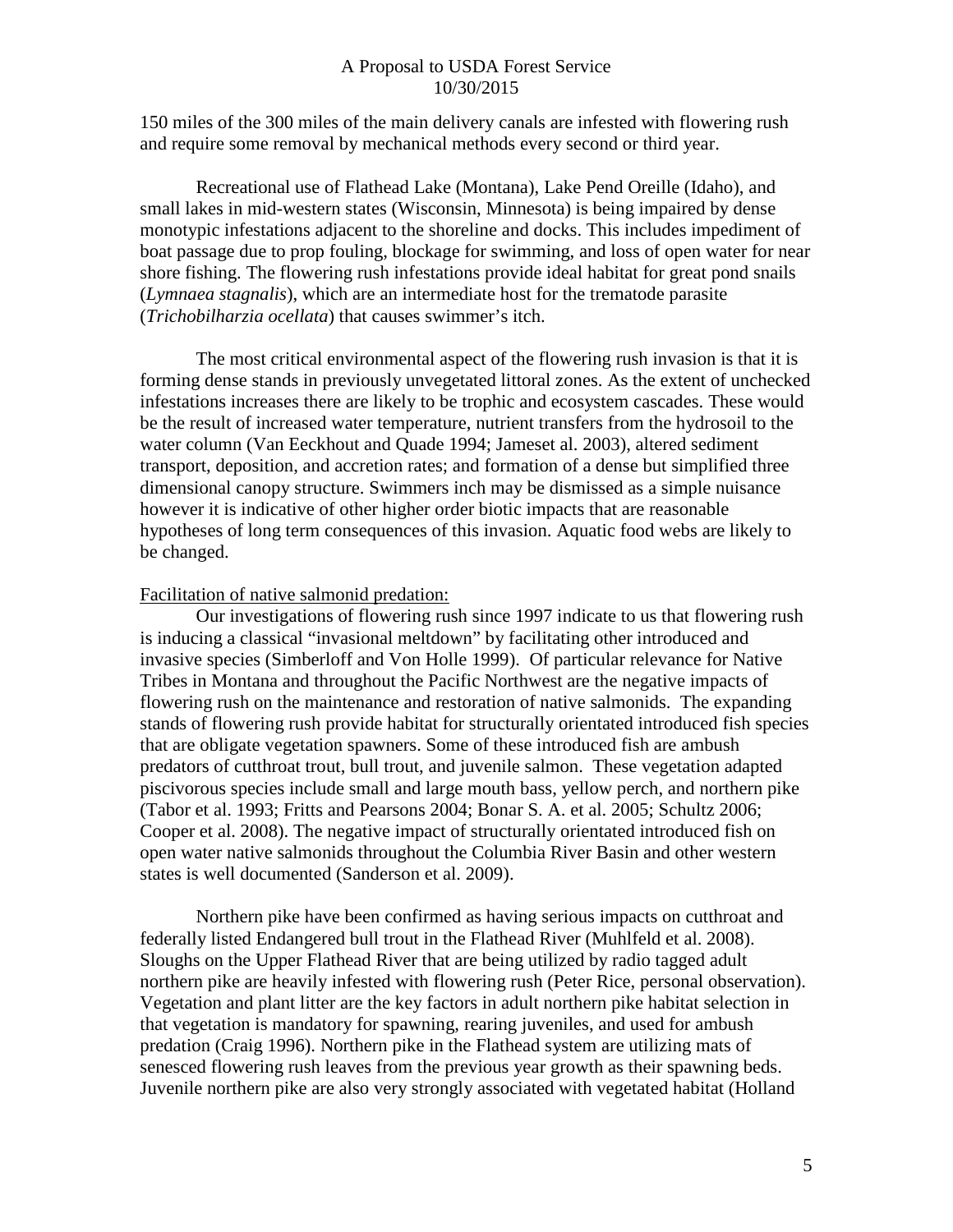150 miles of the 300 miles of the main delivery canals are infested with flowering rush and require some removal by mechanical methods every second or third year.

Recreational use of Flathead Lake (Montana), Lake Pend Oreille (Idaho), and small lakes in mid-western states (Wisconsin, Minnesota) is being impaired by dense monotypic infestations adjacent to the shoreline and docks. This includes impediment of boat passage due to prop fouling, blockage for swimming, and loss of open water for near shore fishing. The flowering rush infestations provide ideal habitat for great pond snails (*Lymnaea stagnalis*), which are an intermediate host for the trematode parasite (*Trichobilharzia ocellata*) that causes swimmer's itch.

The most critical environmental aspect of the flowering rush invasion is that it is forming dense stands in previously unvegetated littoral zones. As the extent of unchecked infestations increases there are likely to be trophic and ecosystem cascades. These would be the result of increased water temperature, nutrient transfers from the hydrosoil to the water column (Van Eeckhout and Quade 1994; Jameset al. 2003), altered sediment transport, deposition, and accretion rates; and formation of a dense but simplified three dimensional canopy structure. Swimmers inch may be dismissed as a simple nuisance however it is indicative of other higher order biotic impacts that are reasonable hypotheses of long term consequences of this invasion. Aquatic food webs are likely to be changed.

<u>Facilitation of native salmonid predation:</u>

Our investigations of flowering rush since 1997 indicate to us that flowering rush is inducing a classical "invasional meltdown" by facilitating other introduced and invasive species (Simberloff and Von Holle 1999). Of particular relevance for Native Tribes in Montana and throughout the Pacific Northwest are the negative impacts of flowering rush on the maintenance and restoration of native salmonids. The expanding stands of flowering rush provide habitat for structurally orientated introduced fish species that are obligate vegetation spawners. Some of these introduced fish are ambush predators of cutthroat trout, bull trout, and juvenile salmon. These vegetation adapted piscivorous species include small and large mouth bass, yellow perch, and northern pike (Tabor et al. 1993; Fritts and Pearsons 2004; Bonar S. A. et al. 2005; Schultz 2006; Cooper et al. 2008). The negative impact of structurally orientated introduced fish on open water native salmonids throughout the Columbia River Basin and other western states is well documented (Sanderson et al. 2009).

Northern pike have been confirmed as having serious impacts on cutthroat and federally listed Endangered bull trout in the Flathead River (Muhlfeld et al. 2008). Sloughs on the Upper Flathead River that are being utilized by radio tagged adult northern pike are heavily infested with flowering rush (Peter Rice, personal observation). Vegetation and plant litter are the key factors in adult northern pike habitat selection in that vegetation is mandatory for spawning, rearing juveniles, and used for ambush predation (Craig 1996). Northern pike in the Flathead system are utilizing mats of senesced flowering rush leaves from the previous year growth as their spawning beds. Juvenile northern pike are also very strongly associated with vegetated habitat (Holland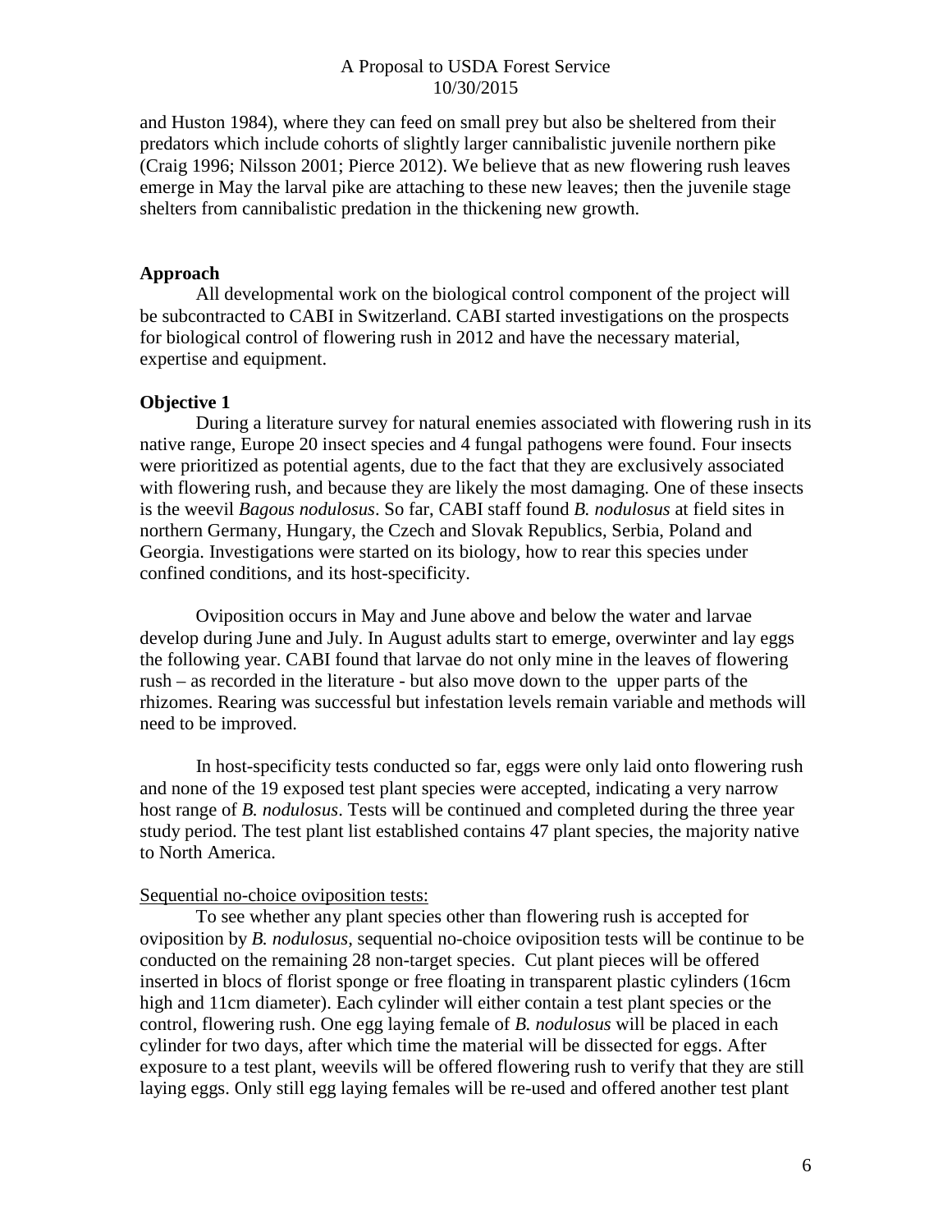and Huston 1984), where they can feed on small prey but also be sheltered from their predators which include cohorts of slightly larger cannibalistic juvenile northern pike (Craig 1996; Nilsson 2001; Pierce 2012). We believe that as new flowering rush leaves emerge in May the larval pike are attaching to these new leaves; then the juvenile stage shelters from cannibalistic predation in the thickening new growth.

### Approach

All developmental work on the biological control component of the project will be subcontracted to CABI in Switzerland. CABI started investigations on the prospects for biological control of flowering rush in 2012 and have the necessary material, expertise and equipment.

### Objective 1

During a literature survey for natural enemies associated with flowering rush in its native range, Europe 20 insect species and 4 fungal pathogens were found. Four insects were prioritized as potential agents, due to the fact that they are exclusively associated with flowering rush, and because they are likely the most damaging. One of these insects is the weevil *Bagous nodulosus*. So far, CABI staff found *B. nodulosus* at field sites in northern Germany, Hungary, the Czech and Slovak Republics, Serbia, Poland and Georgia. Investigations were started on its biology, how to rear this species under confined conditions, and its host-specificity.

Oviposition occurs in May and June above and below the water and larvae develop during June and July. In August adults start to emerge, overwinter and lay eggs the following year. CABI found that larvae do not only mine in the leaves of flowering rush – as recorded in the literature - but also move down to the upper parts of the rhizomes. Rearing was successful but infestation levels remain variable and methods will need to be improved.

In host-specificity tests conducted so far, eggs were only laid onto flowering rush and none of the 19 exposed test plant species were accepted, indicating a very narrow host range of *B. nodulosus*. Tests will be continued and completed during the three year study period. The test plant list established contains 47 plant species, the majority native to North America.

Sequential no-choice oviposition tests:

To see whether any plant species other than flowering rush is accepted for oviposition by *B. nodulosus*, sequential no-choice oviposition tests will be continue to be conducted on the remaining 28 non-target species. Cut plant pieces will be offered inserted in blocs of florist sponge or free floating in transparent plastic cylinders (16cm high and 11cm diameter). Each cylinder will either contain a test plant species or the control, flowering rush. One egg laying female of *B. nodulosus* will be placed in each cylinder for two days, after which time the material will be dissected for eggs. After exposure to a test plant, weevils will be offered flowering rush to verify that they are still laying eggs. Only still egg laying females will be re-used and offered another test plant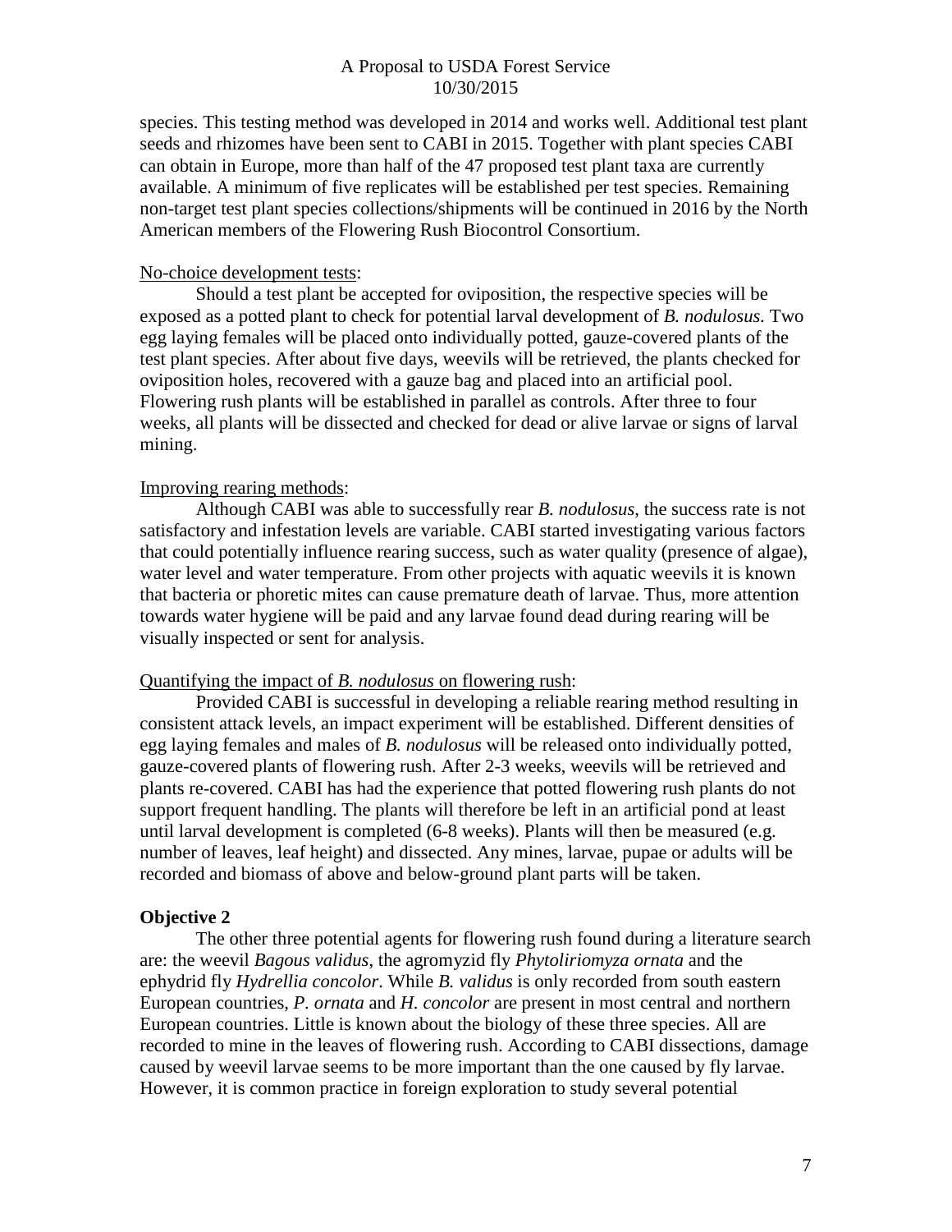species. This testing method was developed in 2014 and works well. Additional test plant seeds and rhizomes have been sent to CABI in 2015. Together with plant species CABI can obtain in Europe, more than half of the 47 proposed test plant taxa are currently available. A minimum of five replicates will be established per test species. Remaining non-target test plant species collections/shipments will be continued in 2016 by the North American members of the Flowering Rush Biocontrol Consortium.

<u>No-choice development tests</u>:

Should a test plant be accepted for oviposition, the respective species will be exposed as a potted plant to check for potential larval development of *B. nodulosus.* Two egg laying females will be placed onto individually potted, gauze-covered plants of the test plant species. After about five days, weevils will be retrieved, the plants checked for oviposition holes, recovered with a gauze bag and placed into an artificial pool. Flowering rush plants will be established in parallel as controls. After three to four weeks, all plants will be dissected and checked for dead or alive larvae or signs of larval mining.

<u>Improving rearing methods</u>:

Although CABI was able to successfully rear *B. nodulosus*, the success rate is not satisfactory and infestation levels are variable. CABI started investigating various factors that could potentially influence rearing success, such as water quality (presence of algae), water level and water temperature. From other projects with aquatic weevils it is known that bacteria or phoretic mites can cause premature death of larvae. Thus, more attention towards water hygiene will be paid and any larvae found dead during rearing will be visually inspected or sent for analysis.

<u>Quantifying the impact of *B. nodulosus* on flowering rush</u>:

Provided CABI is successful in developing a reliable rearing method resulting in consistent attack levels, an impact experiment will be established. Different densities of egg laying females and males of *B. nodulosus* will be released onto individually potted, gauze-covered plants of flowering rush. After 2-3 weeks, weevils will be retrieved and plants re-covered. CABI has had the experience that potted flowering rush plants do not support frequent handling. The plants will therefore be left in an artificial pond at least until larval development is completed (6-8 weeks). Plants will then be measured (e.g. number of leaves, leaf height) and dissected. Any mines, larvae, pupae or adults will be recorded and biomass of above and below-ground plant parts will be taken.

**Objective 2**

The other three potential agents for flowering rush found during a literature search are: the weevil *Bagous validus*, the agromyzid fly *Phytoliriomyza ornata* and the ephydrid fly *Hydrellia concolor*. While *B. validus* is only recorded from south eastern European countries, *P. ornata* and *H. concolor* are present in most central and northern European countries. Little is known about the biology of these three species. All are recorded to mine in the leaves of flowering rush. According to CABI dissections, damage caused by weevil larvae seems to be more important than the one caused by fly larvae. However, it is common practice in foreign exploration to study several potential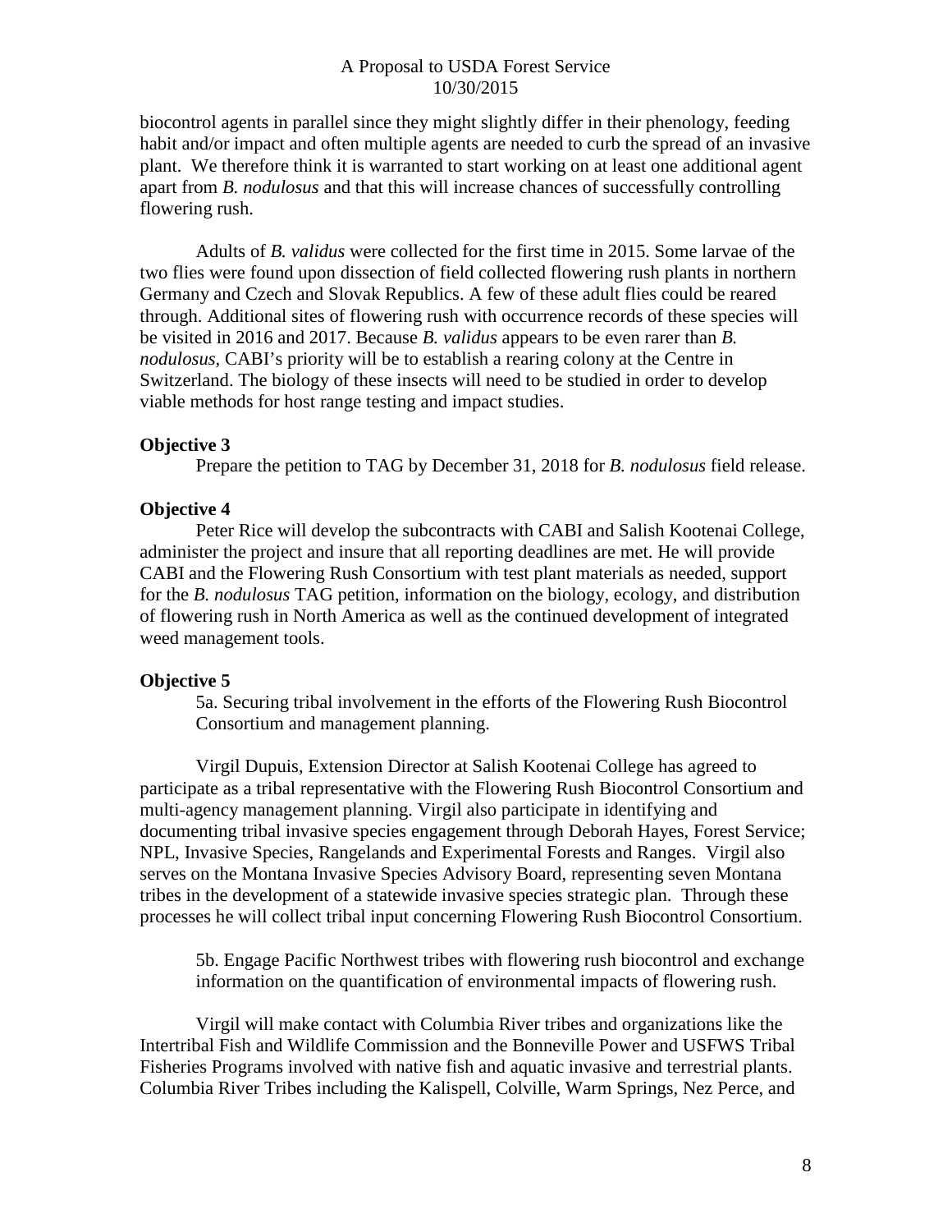biocontrol agents in parallel since they might slightly differ in their phenology, feeding habit and/or impact and often multiple agents are needed to curb the spread of an invasive plant. We therefore think it is warranted to start working on at least one additional agent apart from *B. nodulosus* and that this will increase chances of successfully controlling flowering rush.

Adults of *B. validus* were collected for the first time in 2015. Some larvae of the two flies were found upon dissection of field collected flowering rush plants in northern Germany and Czech and Slovak Republics. A few of these adult flies could be reared through. Additional sites of flowering rush with occurrence records of these species will be visited in 2016 and 2017. Because *B. validus* appears to be even rarer than *B. nodulosus,* CABI's priority will be to establish a rearing colony at the Centre in Switzerland. The biology of these insects will need to be studied in order to develop viable methods for host range testing and impact studies.

**Objective 3**

Prepare the petition to TAG by December 31, 2018 for *B. nodulosus* field release.

**Objective 4**

Peter Rice will develop the subcontracts with CABI and Salish Kootenai College, administer the project and insure that all reporting deadlines are met. He will provide CABI and the Flowering Rush Consortium with test plant materials as needed, support for the *B. nodulosus* TAG petition, information on the biology, ecology, and distribution of flowering rush in North America as well as the continued development of integrated weed management tools.

**Objective 5**

5a. Securing tribal involvement in the efforts of the Flowering Rush Biocontrol Consortium and management planning.

Virgil Dupuis, Extension Director at Salish Kootenai College has agreed to participate as a tribal representative with the Flowering Rush Biocontrol Consortium and multi-agency management planning. Virgil also participate in identifying and documenting tribal invasive species engagement through Deborah Hayes, Forest Service; NPL, Invasive Species, Rangelands and Experimental Forests and Ranges. Virgil also serves on the Montana Invasive Species Advisory Board, representing seven Montana tribes in the development of a statewide invasive species strategic plan. Through these processes he will collect tribal input concerning Flowering Rush Biocontrol Consortium.

5b. Engage Pacific Northwest tribes with flowering rush biocontrol and exchange information on the quantification of environmental impacts of flowering rush.

Virgil will make contact with Columbia River tribes and organizations like the Intertribal Fish and Wildlife Commission and the Bonneville Power and USFWS Tribal Fisheries Programs involved with native fish and aquatic invasive and terrestrial plants. Columbia River Tribes including the Kalispell, Colville, Warm Springs, Nez Perce, and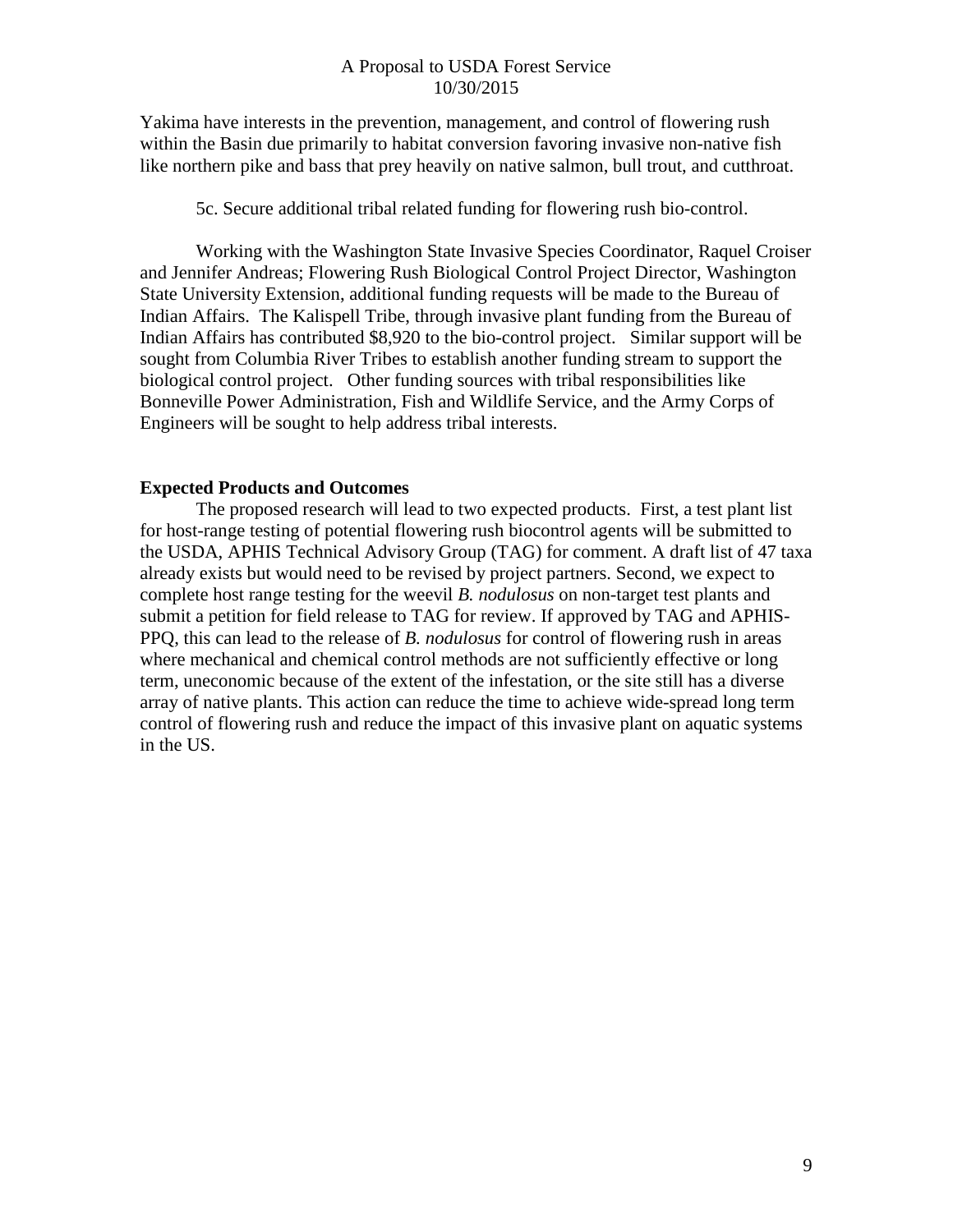Yakima have interests in the prevention, management, and control of flowering rush within the Basin due primarily to habitat conversion favoring invasive non-native fish like northern pike and bass that prey heavily on native salmon, bull trout, and cutthroat.

5c. Secure additional tribal related funding for flowering rush bio-control.

Working with the Washington State Invasive Species Coordinator, Raquel Croiser and Jennifer Andreas; Flowering Rush Biological Control Project Director, Washington State University Extension, additional funding requests will be made to the Bureau of Indian Affairs. The Kalispell Tribe, through invasive plant funding from the Bureau of Indian Affairs has contributed $8,920 to the bio-control project. Similar support will be sought from Columbia River Tribes to establish another funding stream to support the biological control project. Other funding sources with tribal responsibilities like Bonneville Power Administration, Fish and Wildlife Service, and the Army Corps of Engineers will be sought to help address tribal interests.

**Expected Products and Outcomes**

The proposed research will lead to two expected products. First, a test plant list for host-range testing of potential flowering rush biocontrol agents will be submitted to the USDA, APHIS Technical Advisory Group (TAG) for comment. A draft list of 47 taxa already exists but would need to be revised by project partners. Second, we expect to complete host range testing for the weevil *B. nodulosus* on non-target test plants and submit a petition for field release to TAG for review. If approved by TAG and APHIS-PPQ, this can lead to the release of *B. nodulosus* for control of flowering rush in areas where mechanical and chemical control methods are not sufficiently effective or long term, uneconomic because of the extent of the infestation, or the site still has a diverse array of native plants. This action can reduce the time to achieve wide-spread long term control of flowering rush and reduce the impact of this invasive plant on aquatic systems in the US.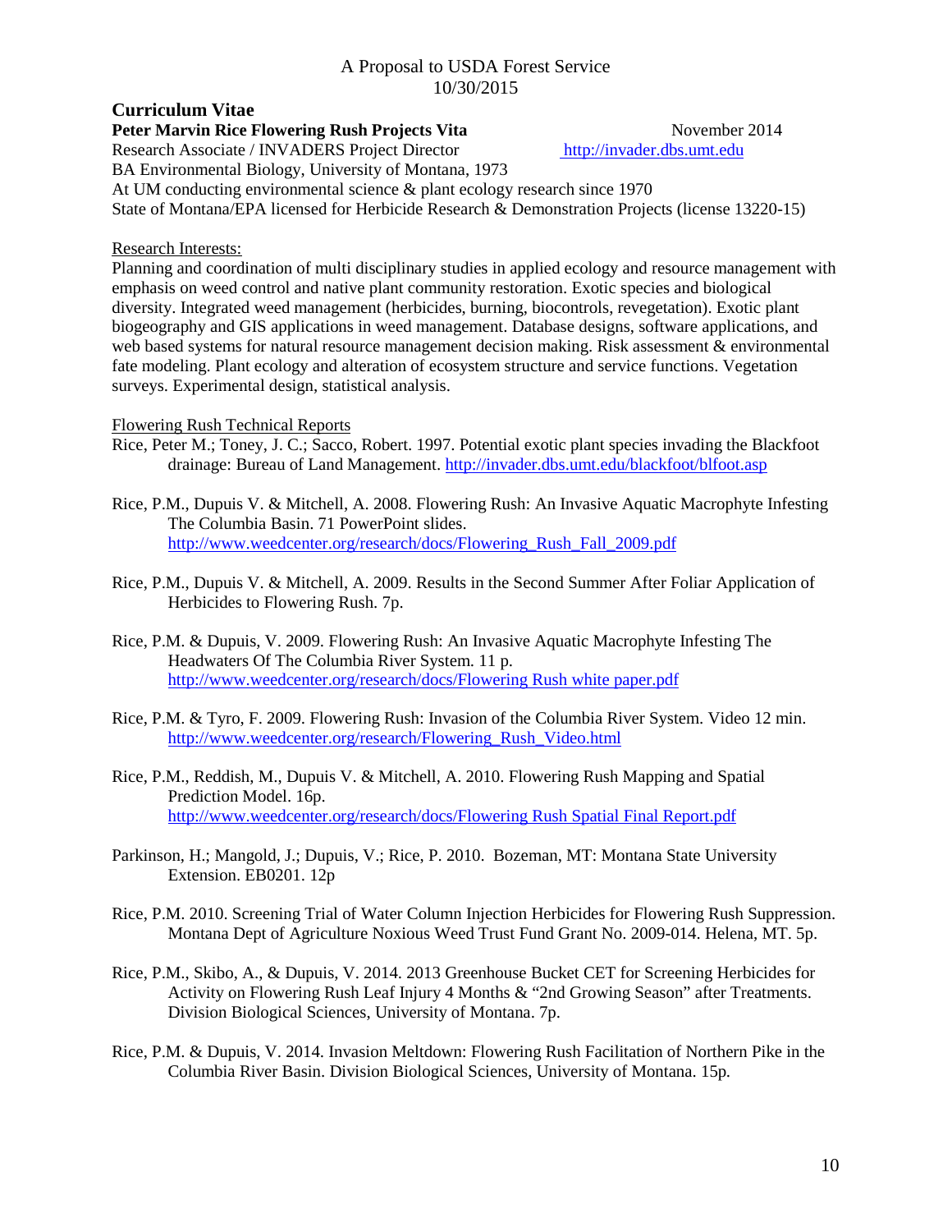A Proposal to USDA Forest Service
10/30/2015

## Curriculum Vitae

**Peter Marvin Rice Flowering Rush Projects Vita** November 2014

Research Associate / INVADERS Project Director http://invader.dbs.umt.edu

BA Environmental Biology, University of Montana, 1973

At UM conducting environmental science & plant ecology research since 1970

State of Montana/EPA licensed for Herbicide Research & Demonstration Projects (license 13220-15)

Research Interests:

Planning and coordination of multi disciplinary studies in applied ecology and resource management with emphasis on weed control and native plant community restoration. Exotic species and biological diversity. Integrated weed management (herbicides, burning, biocontrols, revegetation). Exotic plant biogeography and GIS applications in weed management. Database designs, software applications, and web based systems for natural resource management decision making. Risk assessment & environmental fate modeling. Plant ecology and alteration of ecosystem structure and service functions. Vegetation surveys. Experimental design, statistical analysis.

Flowering Rush Technical Reports

Rice, Peter M.; Toney, J. C.; Sacco, Robert. 1997. Potential exotic plant species invading the Blackfoot drainage: Bureau of Land Management. http://invader.dbs.umt.edu/blackfoot/blfoot.asp

Rice, P.M., Dupuis V. & Mitchell, A. 2008. Flowering Rush: An Invasive Aquatic Macrophyte Infesting The Columbia Basin. 71 PowerPoint slides. http://www.weedcenter.org/research/docs/Flowering_Rush_Fall_2009.pdf

Rice, P.M., Dupuis V. & Mitchell, A. 2009. Results in the Second Summer After Foliar Application of Herbicides to Flowering Rush. 7p.

Rice, P.M. & Dupuis, V. 2009. Flowering Rush: An Invasive Aquatic Macrophyte Infesting The Headwaters Of The Columbia River System. 11 p. http://www.weedcenter.org/research/docs/Flowering Rush white paper.pdf

Rice, P.M. & Tyro, F. 2009. Flowering Rush: Invasion of the Columbia River System. Video 12 min. http://www.weedcenter.org/research/Flowering_Rush_Video.html

Rice, P.M., Reddish, M., Dupuis V. & Mitchell, A. 2010. Flowering Rush Mapping and Spatial Prediction Model. 16p. http://www.weedcenter.org/research/docs/Flowering Rush Spatial Final Report.pdf

Parkinson, H.; Mangold, J.; Dupuis, V.; Rice, P. 2010. Bozeman, MT: Montana State University Extension. EB0201. 12p

Rice, P.M. 2010. Screening Trial of Water Column Injection Herbicides for Flowering Rush Suppression. Montana Dept of Agriculture Noxious Weed Trust Fund Grant No. 2009-014. Helena, MT. 5p.

Rice, P.M., Skibo, A., & Dupuis, V. 2014. 2013 Greenhouse Bucket CET for Screening Herbicides for Activity on Flowering Rush Leaf Injury 4 Months & "2nd Growing Season" after Treatments. Division Biological Sciences, University of Montana. 7p.

Rice, P.M. & Dupuis, V. 2014. Invasion Meltdown: Flowering Rush Facilitation of Northern Pike in the Columbia River Basin. Division Biological Sciences, University of Montana. 15p.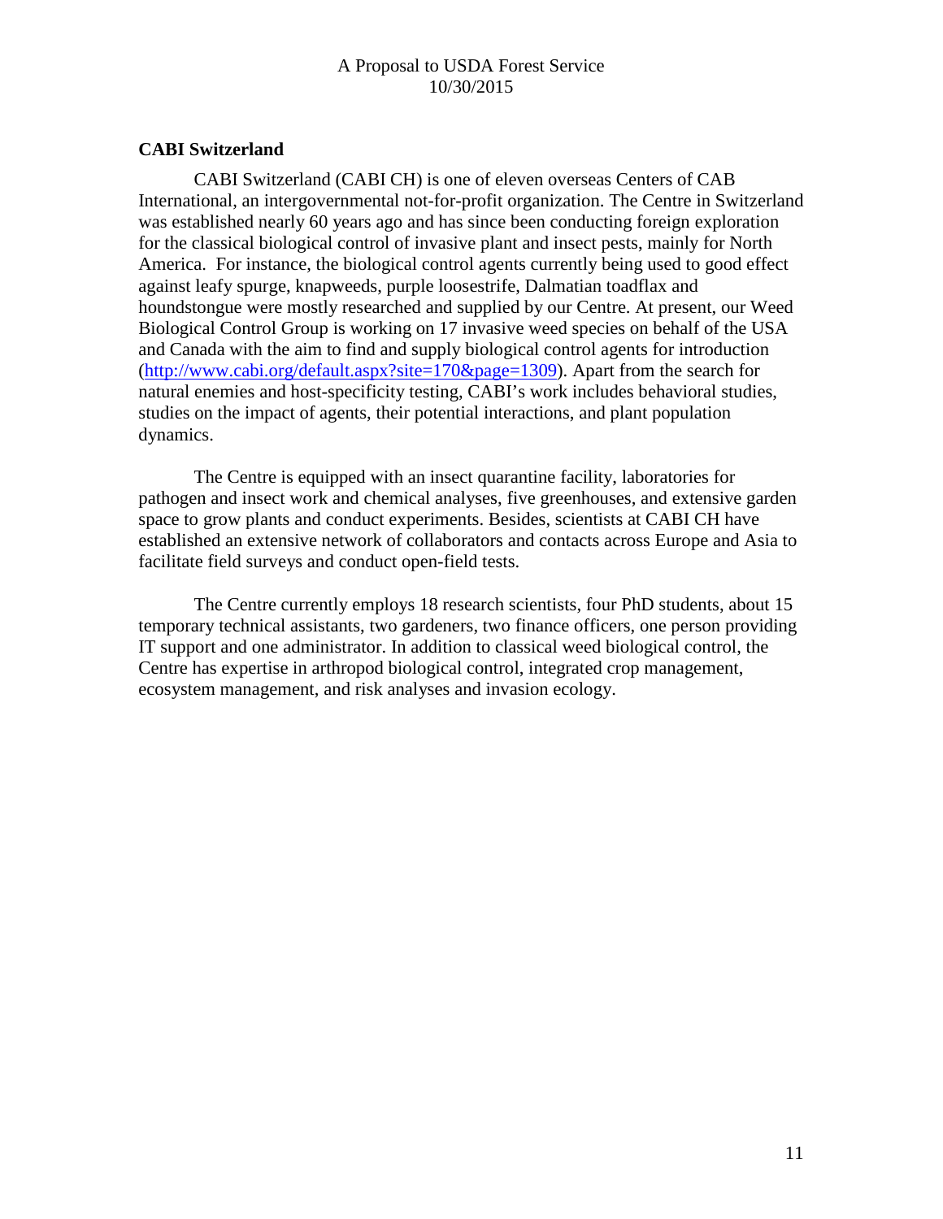**CABI Switzerland**

CABI Switzerland (CABI CH) is one of eleven overseas Centers of CAB International, an intergovernmental not-for-profit organization. The Centre in Switzerland was established nearly 60 years ago and has since been conducting foreign exploration for the classical biological control of invasive plant and insect pests, mainly for North America. For instance, the biological control agents currently being used to good effect against leafy spurge, knapweeds, purple loosestrife, Dalmatian toadflax and houndstongue were mostly researched and supplied by our Centre. At present, our Weed Biological Control Group is working on 17 invasive weed species on behalf of the USA and Canada with the aim to find and supply biological control agents for introduction (http://www.cabi.org/default.aspx?site=170&page=1309). Apart from the search for natural enemies and host-specificity testing, CABI's work includes behavioral studies, studies on the impact of agents, their potential interactions, and plant population dynamics.

The Centre is equipped with an insect quarantine facility, laboratories for pathogen and insect work and chemical analyses, five greenhouses, and extensive garden space to grow plants and conduct experiments. Besides, scientists at CABI CH have established an extensive network of collaborators and contacts across Europe and Asia to facilitate field surveys and conduct open-field tests.

The Centre currently employs 18 research scientists, four PhD students, about 15 temporary technical assistants, two gardeners, two finance officers, one person providing IT support and one administrator. In addition to classical weed biological control, the Centre has expertise in arthropod biological control, integrated crop management, ecosystem management, and risk analyses and invasion ecology.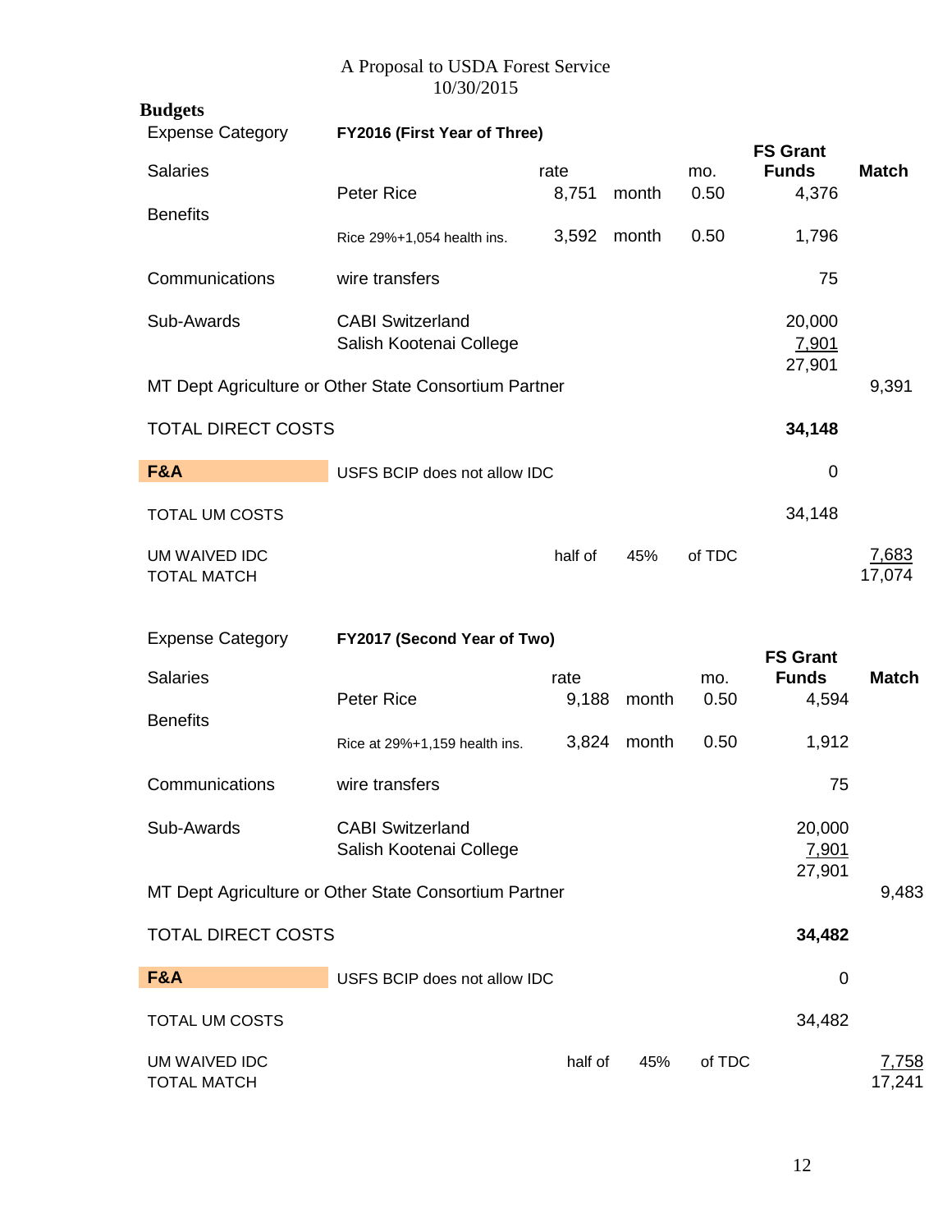A Proposal to USDA Forest Service
10/30/2015

**Budgets**

| Expense Category | FY2016 (First Year of Three) | | | | FS Grant Funds | Match |
|---|---|---|---|---|---|---|
| Salaries | | rate | | mo. | | |
| | Peter Rice | 8,751 | month | 0.50 | 4,376 | |
| Benefits | | | | | | |
| | Rice 29%+1,054 health ins. | 3,592 | month | 0.50 | 1,796 | |
| Communications | wire transfers | | | | 75 | |
| Sub-Awards | CABI Switzerland | | | | 20,000 | |
| | Salish Kootenai College | | | | 7,901 | |
| | | | | | 27,901 | |
| MT Dept Agriculture or Other State Consortium Partner | | | | | | 9,391 |
| TOTAL DIRECT COSTS | | | | | **34,148** | |
| **F&A** | USFS BCIP does not allow IDC | | | | 0 | |
| TOTAL UM COSTS | | | | | 34,148 | |
| UM WAIVED IDC | | half of | 45% | of TDC | | 7,683 |
| TOTAL MATCH | | | | | | 17,074 |

| Expense Category | FY2017 (Second Year of Two) | | | | FS Grant Funds | Match |
|---|---|---|---|---|---|---|
| Salaries | | rate | | mo. | | |
| | Peter Rice | 9,188 | month | 0.50 | 4,594 | |
| Benefits | | | | | | |
| | Rice at 29%+1,159 health ins. | 3,824 | month | 0.50 | 1,912 | |
| Communications | wire transfers | | | | 75 | |
| Sub-Awards | CABI Switzerland | | | | 20,000 | |
| | Salish Kootenai College | | | | 7,901 | |
| | | | | | 27,901 | |
| MT Dept Agriculture or Other State Consortium Partner | | | | | | 9,483 |
| TOTAL DIRECT COSTS | | | | | **34,482** | |
| **F&A** | USFS BCIP does not allow IDC | | | | 0 | |
| TOTAL UM COSTS | | | | | 34,482 | |
| UM WAIVED IDC | | half of | 45% | of TDC | | 7,758 |
| TOTAL MATCH | | | | | | 17,241 |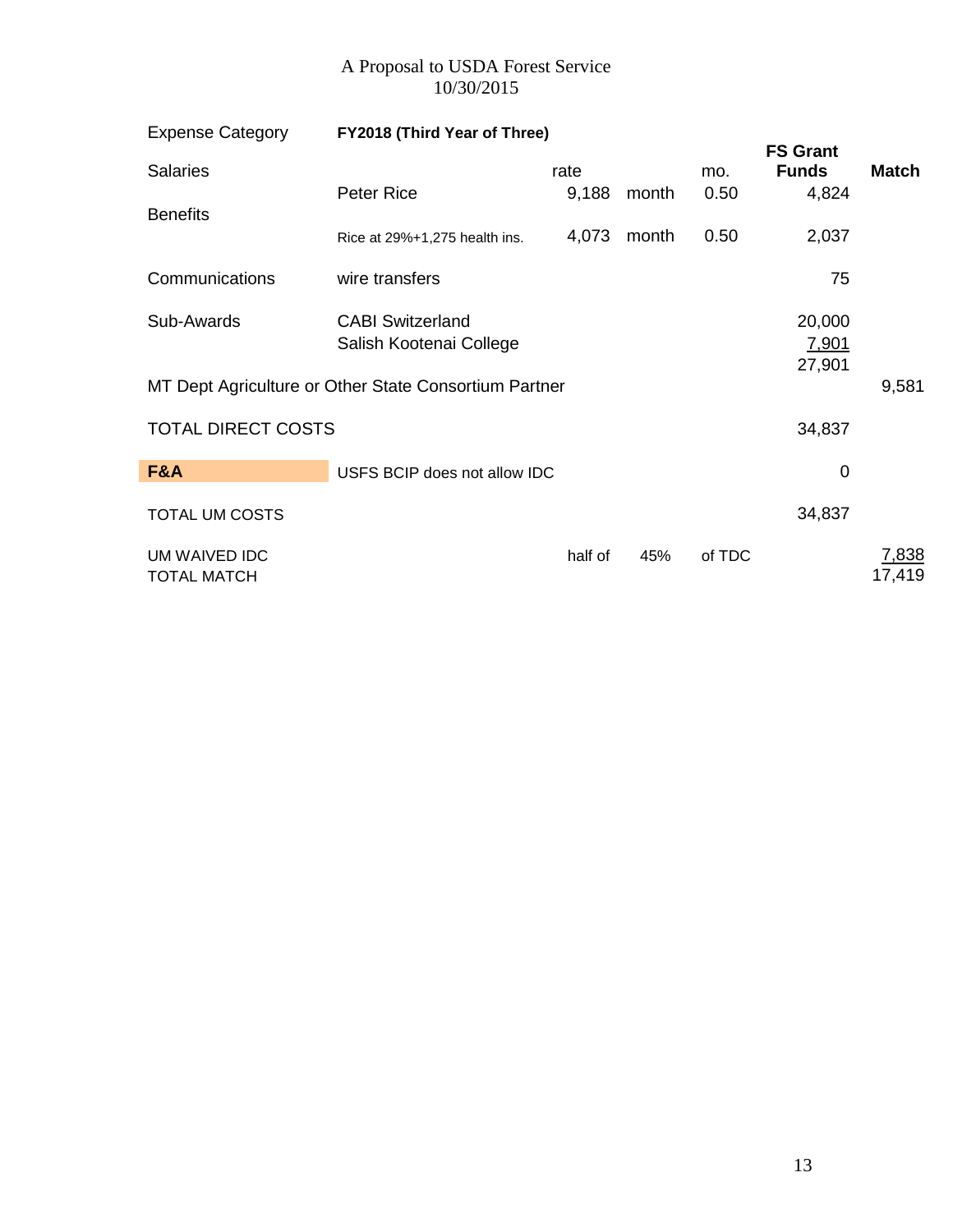A Proposal to USDA Forest Service
10/30/2015

| Expense Category | FY2018 (Third Year of Three) | | | | FS Grant Funds | Match |
|---|---|---|---|---|---|---|
| Salaries | | rate | | mo. | | |
| | Peter Rice | 9,188 | month | 0.50 | 4,824 | |
| Benefits | | | | | | |
| | Rice at 29%+1,275 health ins. | 4,073 | month | 0.50 | 2,037 | |
| Communications | wire transfers | | | | 75 | |
| Sub-Awards | CABI Switzerland | | | | 20,000 | |
| | Salish Kootenai College | | | | 7,901 | |
| | | | | | 27,901 | |
| MT Dept Agriculture or Other State Consortium Partner | | | | | | 9,581 |
| TOTAL DIRECT COSTS | | | | | 34,837 | |
| **F&A** | USFS BCIP does not allow IDC | | | | 0 | |
| TOTAL UM COSTS | | | | | 34,837 | |
| UM WAIVED IDC | | half of | 45% | of TDC | | 7,838 |
| TOTAL MATCH | | | | | | 17,419 |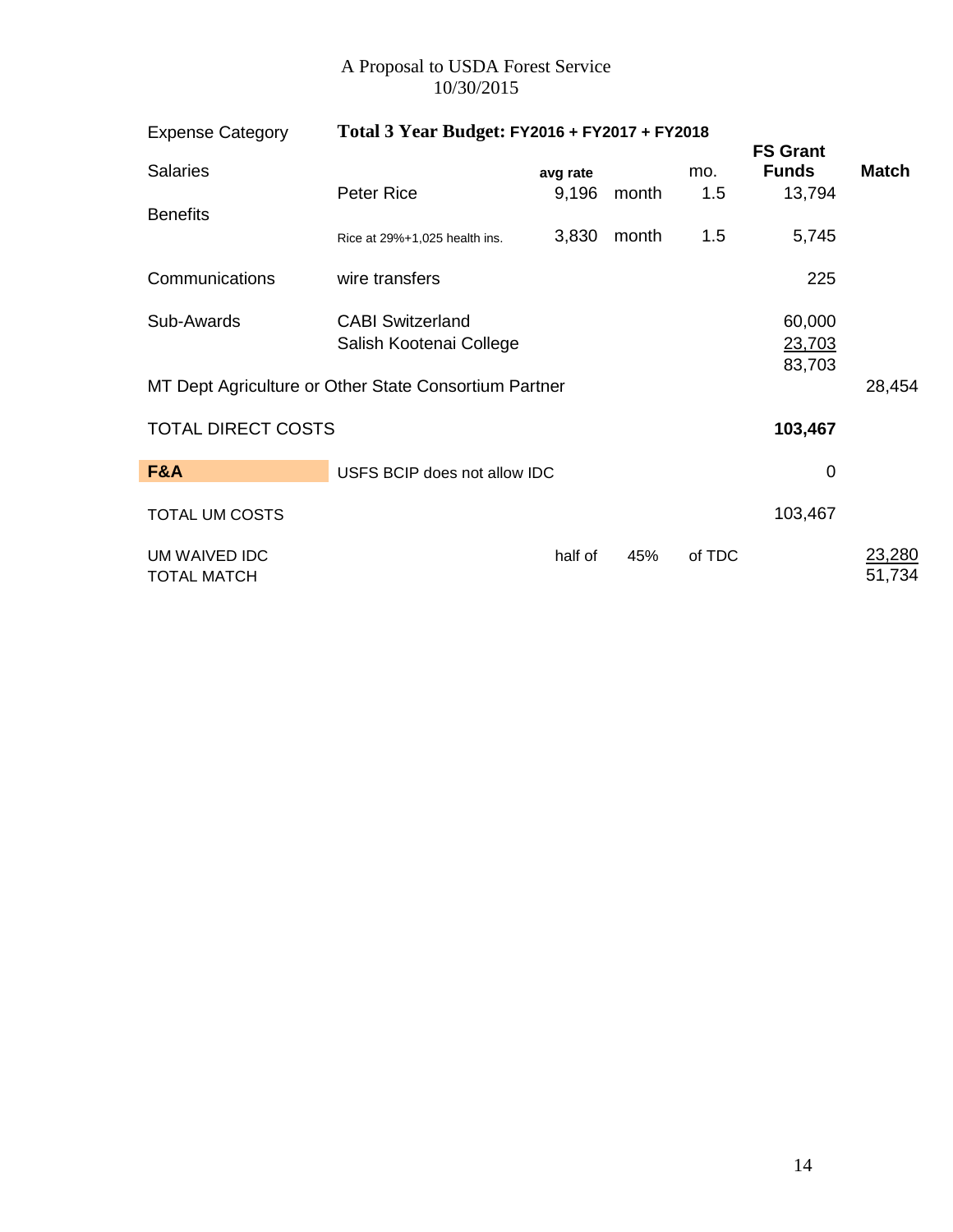A Proposal to USDA Forest Service
10/30/2015

| Expense Category | Total 3 Year Budget: FY2016 + FY2017 + FY2018 | | | | | |
|---|---|---|---|---|---|---|
| Salaries | | avg rate | | mo. | FS Grant Funds | Match |
| | Peter Rice | 9,196 | month | 1.5 | 13,794 | |
| Benefits | | | | | | |
| | Rice at 29%+1,025 health ins. | 3,830 | month | 1.5 | 5,745 | |
| Communications | wire transfers | | | | 225 | |
| Sub-Awards | CABI Switzerland | | | | 60,000 | |
| | Salish Kootenai College | | | | 23,703 | |
| | | | | | 83,703 | |
| MT Dept Agriculture or Other State Consortium Partner | | | | | | 28,454 |
| TOTAL DIRECT COSTS | | | | | **103,467** | |
| **F&A** | USFS BCIP does not allow IDC | | | | 0 | |
| TOTAL UM COSTS | | | | | 103,467 | |
| UM WAIVED IDC | | half of | 45% | of TDC | | 23,280 |
| TOTAL MATCH | | | | | | 51,734 |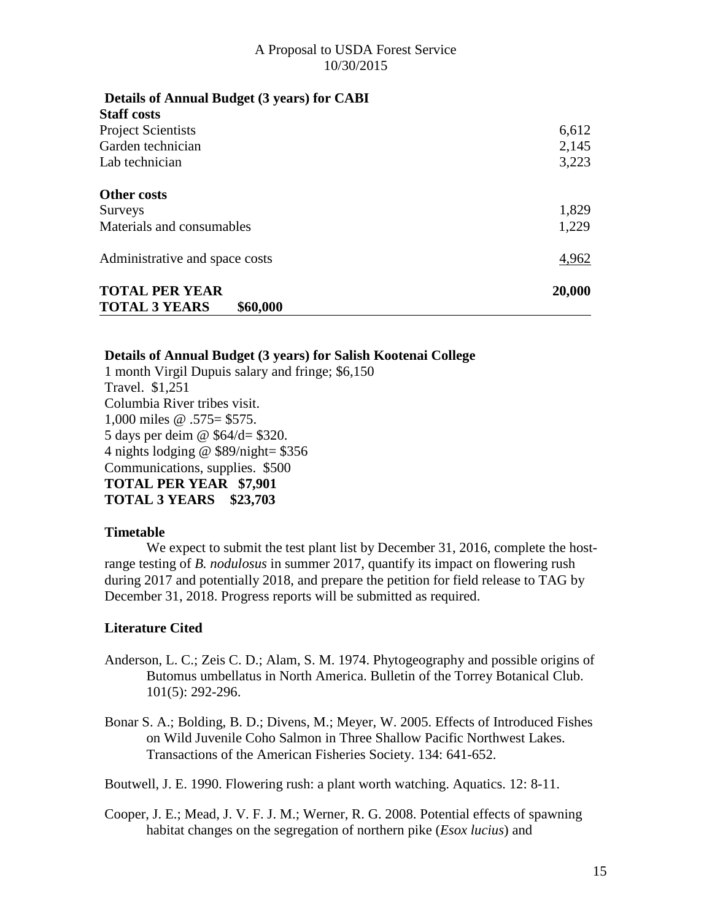### Details of Annual Budget (3 years) for CABI

| **Staff costs** | |
|---|---|
| Project Scientists | 6,612 |
| Garden technician | 2,145 |
| Lab technician | 3,223 |
| **Other costs** | |
| Surveys | 1,829 |
| Materials and consumables | 1,229 |
| Administrative and space costs | 4,962 |
| **TOTAL PER YEAR** | **20,000** |
| **TOTAL 3 YEARS $60,000** | |

### Details of Annual Budget (3 years) for Salish Kootenai College

1 month Virgil Dupuis salary and fringe; $6,150
Travel. $1,251
Columbia River tribes visit.
1,000 miles @ .575= $575.
5 days per deim @ $64/d= $320.
4 nights lodging @ $89/night= $356
Communications, supplies. $500
**TOTAL PER YEAR $7,901**
**TOTAL 3 YEARS $23,703**

### Timetable

We expect to submit the test plant list by December 31, 2016, complete the host-range testing of *B. nodulosus* in summer 2017, quantify its impact on flowering rush during 2017 and potentially 2018, and prepare the petition for field release to TAG by December 31, 2018. Progress reports will be submitted as required.

### Literature Cited

Anderson, L. C.; Zeis C. D.; Alam, S. M. 1974. Phytogeography and possible origins of Butomus umbellatus in North America. Bulletin of the Torrey Botanical Club. 101(5): 292-296.

Bonar S. A.; Bolding, B. D.; Divens, M.; Meyer, W. 2005. Effects of Introduced Fishes on Wild Juvenile Coho Salmon in Three Shallow Pacific Northwest Lakes. Transactions of the American Fisheries Society. 134: 641-652.

Boutwell, J. E. 1990. Flowering rush: a plant worth watching. Aquatics. 12: 8-11.

Cooper, J. E.; Mead, J. V. F. J. M.; Werner, R. G. 2008. Potential effects of spawning habitat changes on the segregation of northern pike (*Esox lucius*) and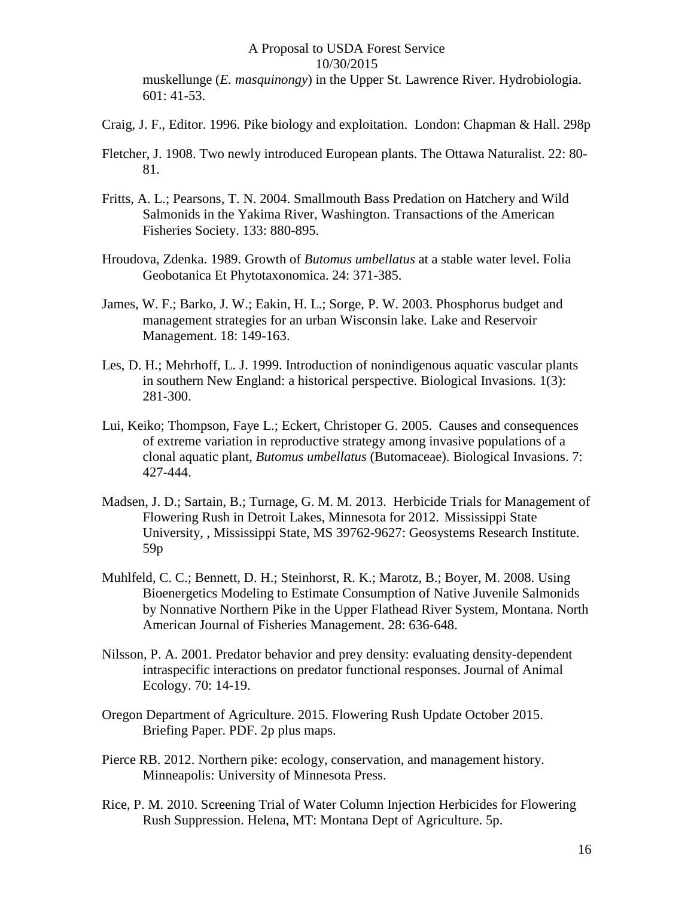muskellunge (*E. masquinongy*) in the Upper St. Lawrence River. Hydrobiologia. 601: 41-53.

Craig, J. F., Editor. 1996. Pike biology and exploitation. London: Chapman & Hall. 298p

Fletcher, J. 1908. Two newly introduced European plants. The Ottawa Naturalist. 22: 80-81.

Fritts, A. L.; Pearsons, T. N. 2004. Smallmouth Bass Predation on Hatchery and Wild Salmonids in the Yakima River, Washington. Transactions of the American Fisheries Society. 133: 880-895.

Hroudova, Zdenka. 1989. Growth of *Butomus umbellatus* at a stable water level. Folia Geobotanica Et Phytotaxonomica. 24: 371-385.

James, W. F.; Barko, J. W.; Eakin, H. L.; Sorge, P. W. 2003. Phosphorus budget and management strategies for an urban Wisconsin lake. Lake and Reservoir Management. 18: 149-163.

Les, D. H.; Mehrhoff, L. J. 1999. Introduction of nonindigenous aquatic vascular plants in southern New England: a historical perspective. Biological Invasions. 1(3): 281-300.

Lui, Keiko; Thompson, Faye L.; Eckert, Christoper G. 2005. Causes and consequences of extreme variation in reproductive strategy among invasive populations of a clonal aquatic plant, *Butomus umbellatus* (Butomaceae). Biological Invasions. 7: 427-444.

Madsen, J. D.; Sartain, B.; Turnage, G. M. M. 2013. Herbicide Trials for Management of Flowering Rush in Detroit Lakes, Minnesota for 2012. Mississippi State University, , Mississippi State, MS 39762-9627: Geosystems Research Institute. 59p

Muhlfeld, C. C.; Bennett, D. H.; Steinhorst, R. K.; Marotz, B.; Boyer, M. 2008. Using Bioenergetics Modeling to Estimate Consumption of Native Juvenile Salmonids by Nonnative Northern Pike in the Upper Flathead River System, Montana. North American Journal of Fisheries Management. 28: 636-648.

Nilsson, P. A. 2001. Predator behavior and prey density: evaluating density-dependent intraspecific interactions on predator functional responses. Journal of Animal Ecology. 70: 14-19.

Oregon Department of Agriculture. 2015. Flowering Rush Update October 2015. Briefing Paper. PDF. 2p plus maps.

Pierce RB. 2012. Northern pike: ecology, conservation, and management history. Minneapolis: University of Minnesota Press.

Rice, P. M. 2010. Screening Trial of Water Column Injection Herbicides for Flowering Rush Suppression. Helena, MT: Montana Dept of Agriculture. 5p.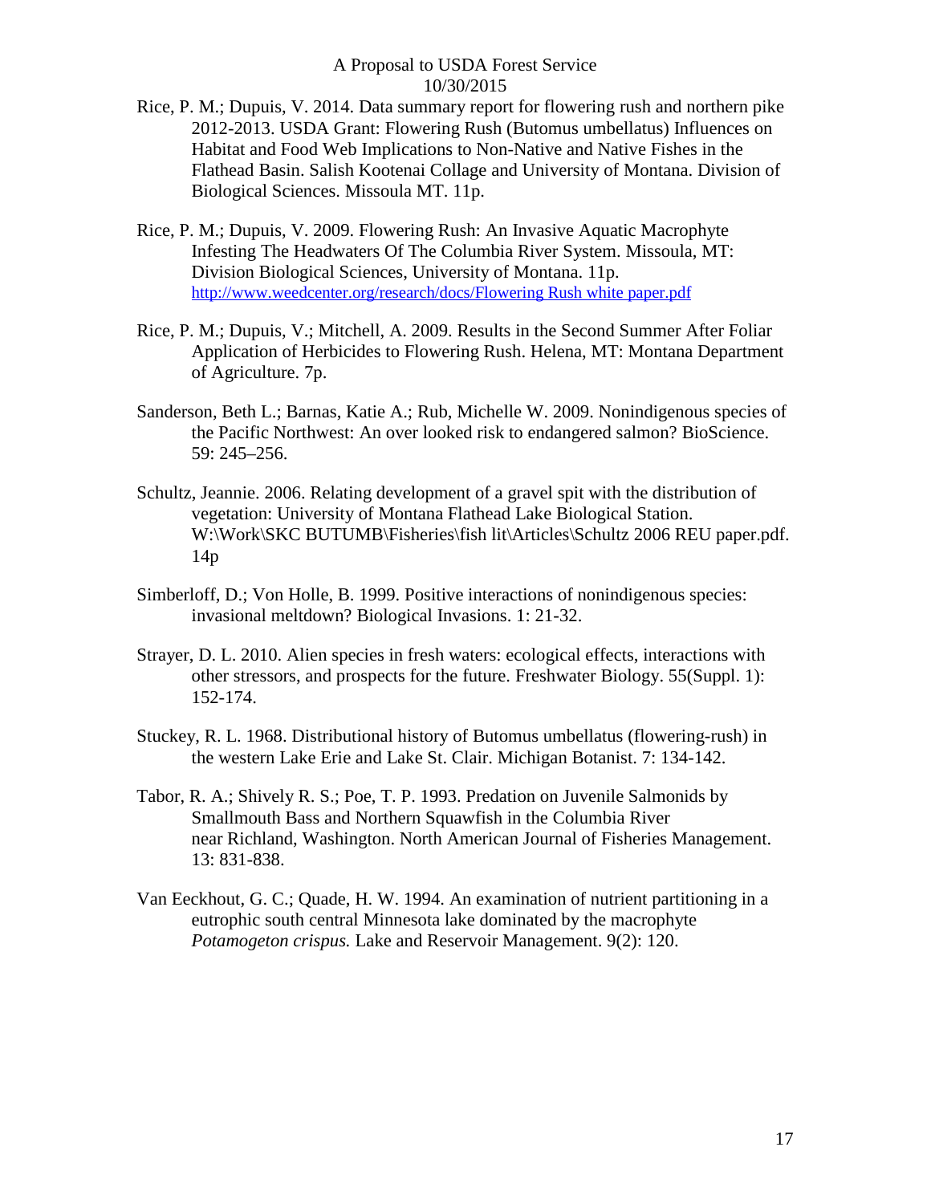Rice, P. M.; Dupuis, V. 2014. Data summary report for flowering rush and northern pike 2012-2013. USDA Grant: Flowering Rush (Butomus umbellatus) Influences on Habitat and Food Web Implications to Non-Native and Native Fishes in the Flathead Basin. Salish Kootenai Collage and University of Montana. Division of Biological Sciences. Missoula MT. 11p.

Rice, P. M.; Dupuis, V. 2009. Flowering Rush: An Invasive Aquatic Macrophyte Infesting The Headwaters Of The Columbia River System. Missoula, MT: Division Biological Sciences, University of Montana. 11p. http://www.weedcenter.org/research/docs/Flowering Rush white paper.pdf

Rice, P. M.; Dupuis, V.; Mitchell, A. 2009. Results in the Second Summer After Foliar Application of Herbicides to Flowering Rush. Helena, MT: Montana Department of Agriculture. 7p.

Sanderson, Beth L.; Barnas, Katie A.; Rub, Michelle W. 2009. Nonindigenous species of the Pacific Northwest: An over looked risk to endangered salmon? BioScience. 59: 245–256.

Schultz, Jeannie. 2006. Relating development of a gravel spit with the distribution of vegetation: University of Montana Flathead Lake Biological Station. W:\Work\SKC BUTUMB\Fisheries\fish lit\Articles\Schultz 2006 REU paper.pdf. 14p

Simberloff, D.; Von Holle, B. 1999. Positive interactions of nonindigenous species: invasional meltdown? Biological Invasions. 1: 21-32.

Strayer, D. L. 2010. Alien species in fresh waters: ecological effects, interactions with other stressors, and prospects for the future. Freshwater Biology. 55(Suppl. 1): 152-174.

Stuckey, R. L. 1968. Distributional history of Butomus umbellatus (flowering-rush) in the western Lake Erie and Lake St. Clair. Michigan Botanist. 7: 134-142.

Tabor, R. A.; Shively R. S.; Poe, T. P. 1993. Predation on Juvenile Salmonids by Smallmouth Bass and Northern Squawfish in the Columbia River near Richland, Washington. North American Journal of Fisheries Management. 13: 831-838.

Van Eeckhout, G. C.; Quade, H. W. 1994. An examination of nutrient partitioning in a eutrophic south central Minnesota lake dominated by the macrophyte *Potamogeton crispus.* Lake and Reservoir Management. 9(2): 120.